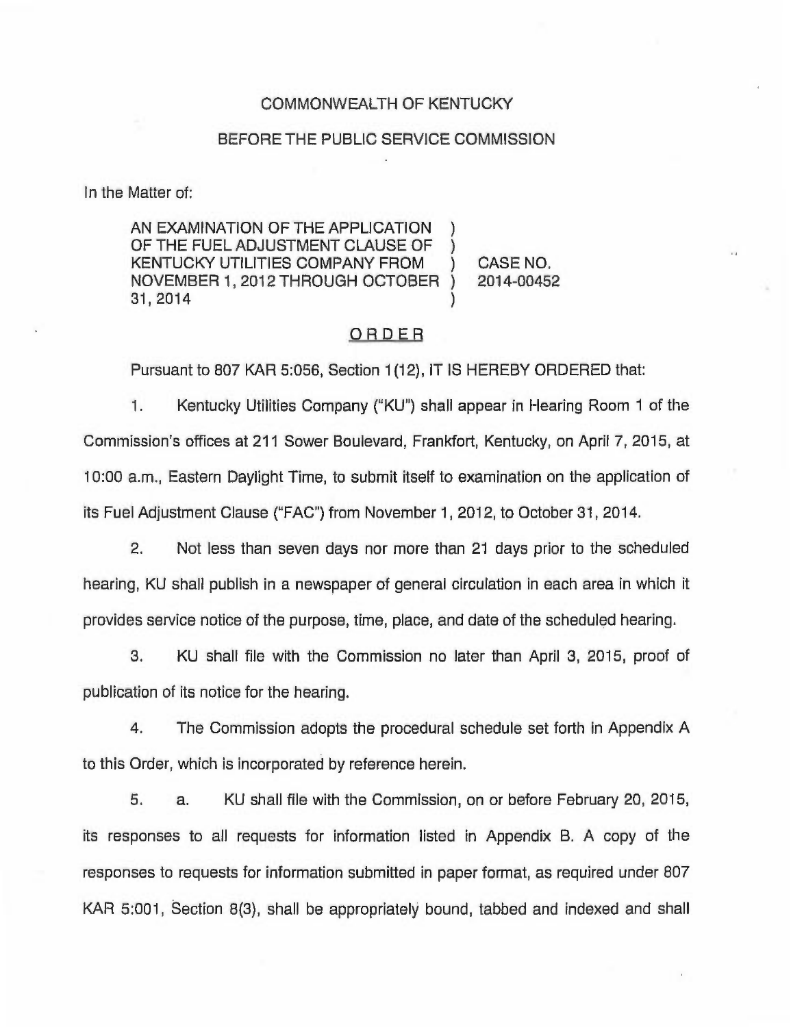COMMONWEALTH OF KENTUCKY

BEFORE THE PUBLIC SERVICE COMMISSION

In the Matter of:

| | | |
|---|---|---|
| AN EXAMINATION OF THE APPLICATION OF THE FUEL ADJUSTMENT CLAUSE OF KENTUCKY UTILITIES COMPANY FROM NOVEMBER 1, 2012 THROUGH OCTOBER 31, 2014 | ) | CASE NO. 2014-00452 |

## ORDER

Pursuant to 807 KAR 5:056, Section 1(12), IT IS HEREBY ORDERED that:

1. Kentucky Utilities Company ("KU") shall appear in Hearing Room 1 of the Commission's offices at 211 Sower Boulevard, Frankfort, Kentucky, on April 7, 2015, at 10:00 a.m., Eastern Daylight Time, to submit itself to examination on the application of its Fuel Adjustment Clause ("FAC") from November 1, 2012, to October 31, 2014.

2. Not less than seven days nor more than 21 days prior to the scheduled hearing, KU shall publish in a newspaper of general circulation in each area in which it provides service notice of the purpose, time, place, and date of the scheduled hearing.

3. KU shall file with the Commission no later than April 3, 2015, proof of publication of its notice for the hearing.

4. The Commission adopts the procedural schedule set forth in Appendix A to this Order, which is incorporated by reference herein.

5. a. KU shall file with the Commission, on or before February 20, 2015, its responses to all requests for information listed in Appendix B. A copy of the responses to requests for information submitted in paper format, as required under 807 KAR 5:001, Section 8(3), shall be appropriately bound, tabbed and indexed and shall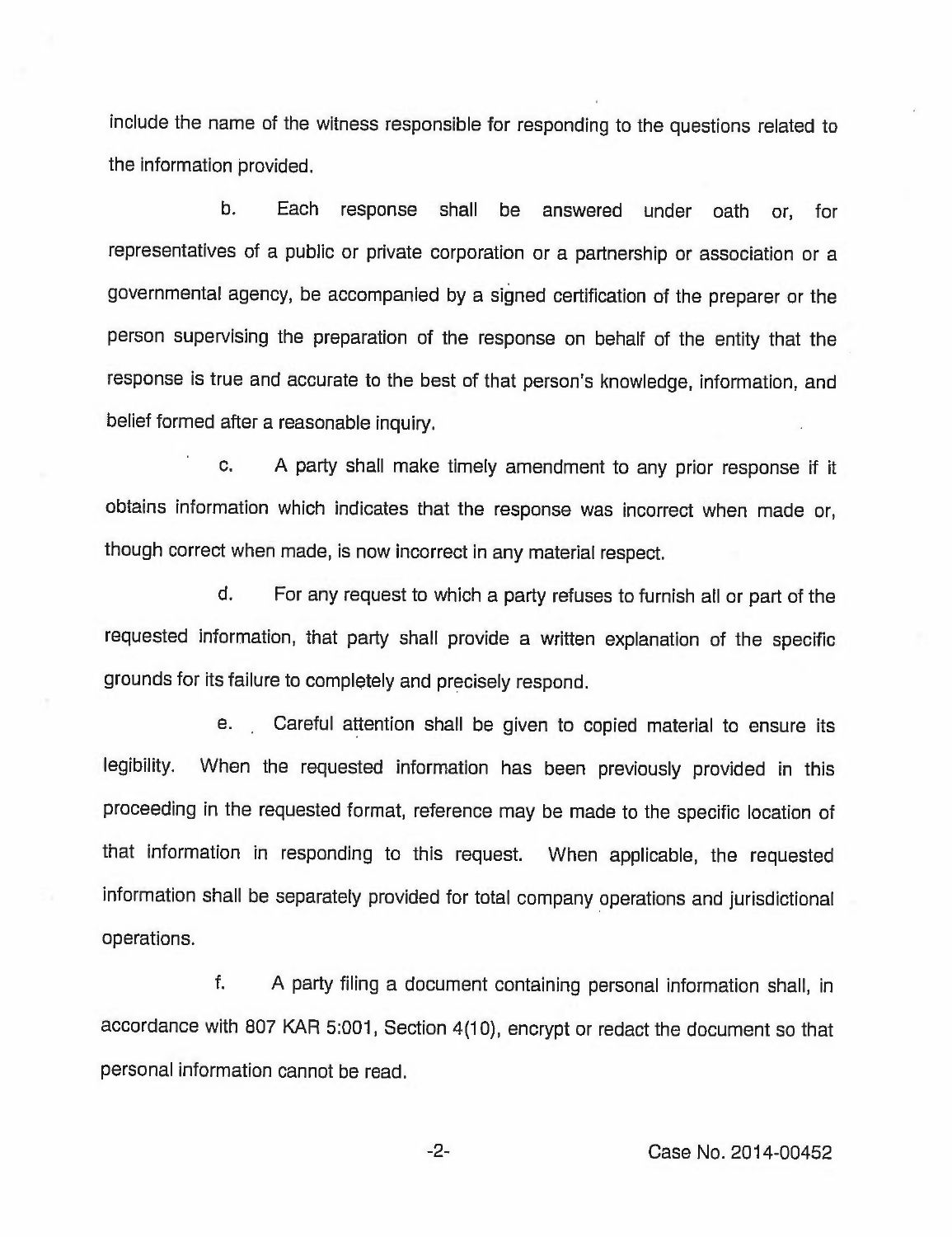include the name of the witness responsible for responding to the questions related to the information provided.

b. Each response shall be answered under oath or, for representatives of a public or private corporation or a partnership or association or a governmental agency, be accompanied by a signed certification of the preparer or the person supervising the preparation of the response on behalf of the entity that the response is true and accurate to the best of that person's knowledge, information, and belief formed after a reasonable inquiry.

c. A party shall make timely amendment to any prior response if it obtains information which indicates that the response was incorrect when made or, though correct when made, is now incorrect in any material respect.

d. For any request to which a party refuses to furnish all or part of the requested information, that party shall provide a written explanation of the specific grounds for its failure to completely and precisely respond.

e. Careful attention shall be given to copied material to ensure its legibility. When the requested information has been previously provided in this proceeding in the requested format, reference may be made to the specific location of that information in responding to this request. When applicable, the requested information shall be separately provided for total company operations and jurisdictional operations.

f. A party filing a document containing personal information shall, in accordance with 807 KAR 5:001, Section 4(10), encrypt or redact the document so that personal information cannot be read.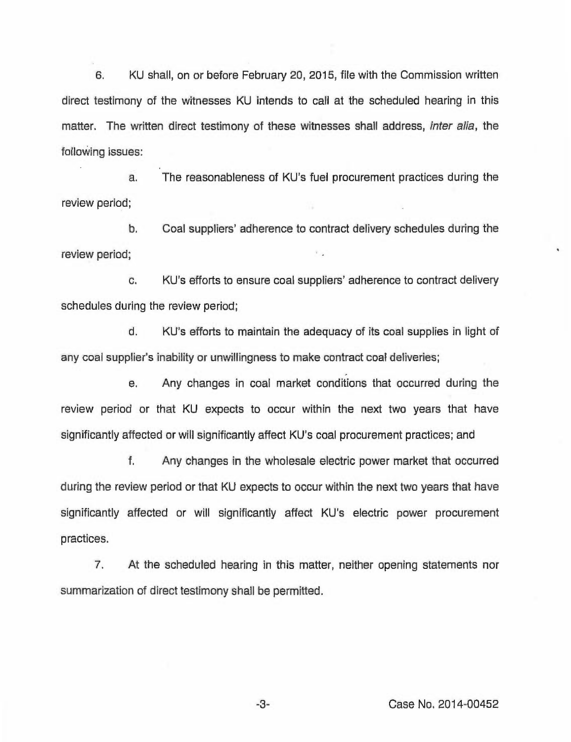6. KU shall, on or before February 20, 2015, file with the Commission written direct testimony of the witnesses KU intends to call at the scheduled hearing in this matter. The written direct testimony of these witnesses shall address, *inter alia*, the following issues:

a. The reasonableness of KU's fuel procurement practices during the review period;

b. Coal suppliers' adherence to contract delivery schedules during the review period;

c. KU's efforts to ensure coal suppliers' adherence to contract delivery schedules during the review period;

d. KU's efforts to maintain the adequacy of its coal supplies in light of any coal supplier's inability or unwillingness to make contract coal deliveries;

e. Any changes in coal market conditions that occurred during the review period or that KU expects to occur within the next two years that have significantly affected or will significantly affect KU's coal procurement practices; and

f. Any changes in the wholesale electric power market that occurred during the review period or that KU expects to occur within the next two years that have significantly affected or will significantly affect KU's electric power procurement practices.

7. At the scheduled hearing in this matter, neither opening statements nor summarization of direct testimony shall be permitted.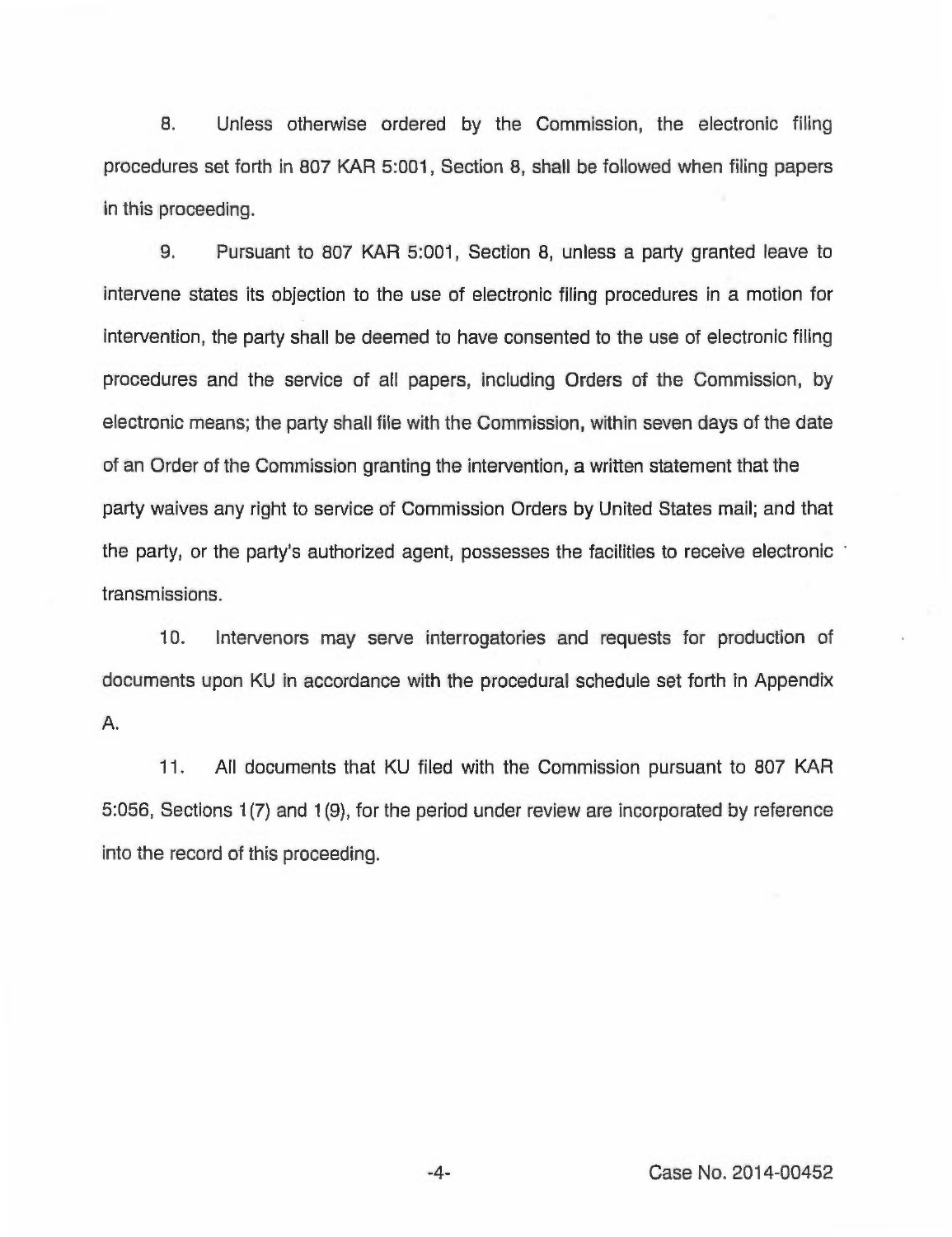8. Unless otherwise ordered by the Commission, the electronic filing procedures set forth in 807 KAR 5:001, Section 8, shall be followed when filing papers in this proceeding.

9. Pursuant to 807 KAR 5:001, Section 8, unless a party granted leave to intervene states its objection to the use of electronic filing procedures in a motion for intervention, the party shall be deemed to have consented to the use of electronic filing procedures and the service of all papers, including Orders of the Commission, by electronic means; the party shall file with the Commission, within seven days of the date of an Order of the Commission granting the intervention, a written statement that the party waives any right to service of Commission Orders by United States mail; and that the party, or the party's authorized agent, possesses the facilities to receive electronic transmissions.

10. Intervenors may serve interrogatories and requests for production of documents upon KU in accordance with the procedural schedule set forth in Appendix A.

11. All documents that KU filed with the Commission pursuant to 807 KAR 5:056, Sections 1(7) and 1(9), for the period under review are incorporated by reference into the record of this proceeding.

Case No. 2014-00452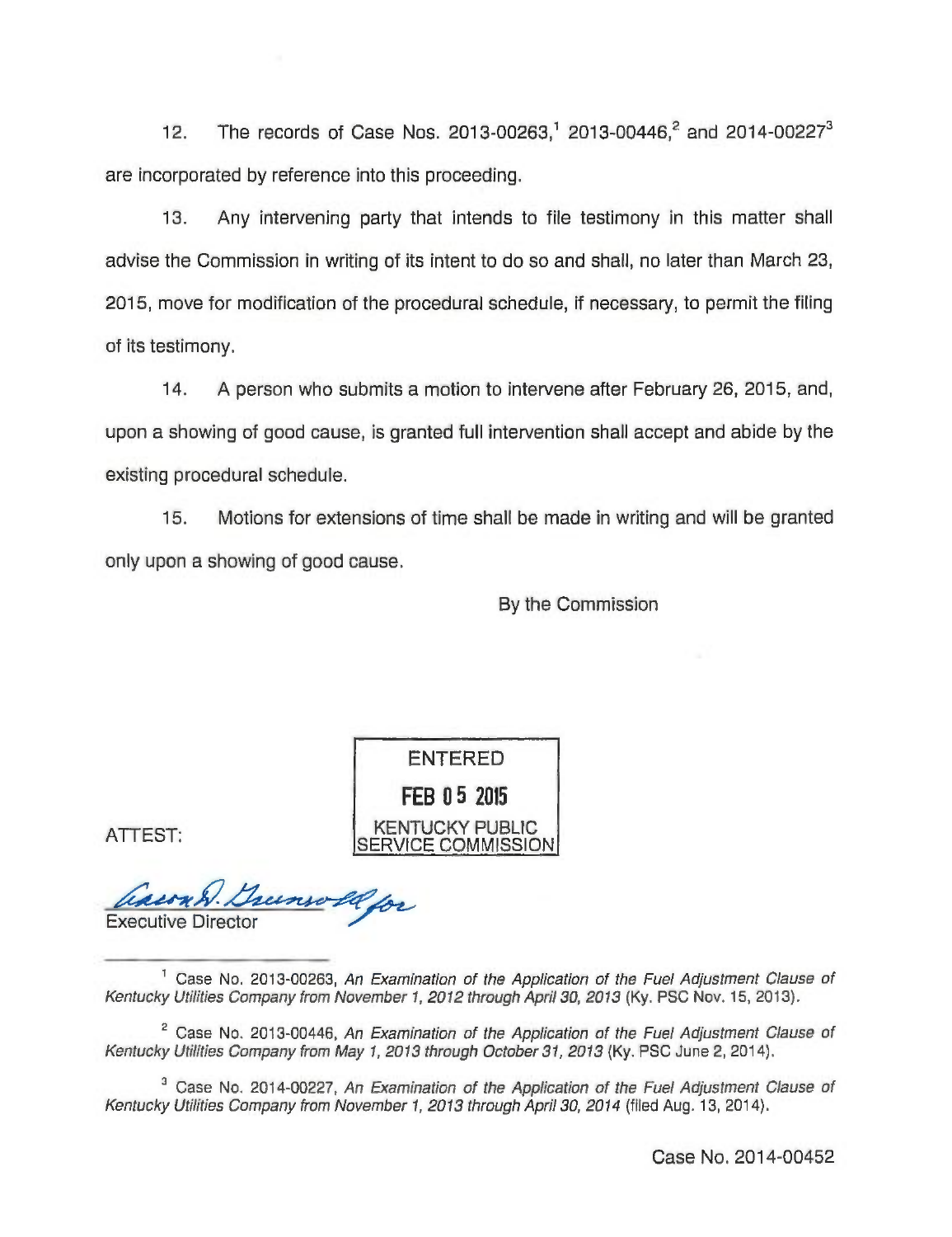12. The records of Case Nos. 2013-00263,[1] 2013-00446,[2] and 2014-00227[3] are incorporated by reference into this proceeding.

13. Any intervening party that intends to file testimony in this matter shall advise the Commission in writing of its intent to do so and shall, no later than March 23, 2015, move for modification of the procedural schedule, if necessary, to permit the filing of its testimony.

14. A person who submits a motion to intervene after February 26, 2015, and, upon a showing of good cause, is granted full intervention shall accept and abide by the existing procedural schedule.

15. Motions for extensions of time shall be made in writing and will be granted only upon a showing of good cause.

By the Commission

ENTERED
FEB 05 2015
KENTUCKY PUBLIC SERVICE COMMISSION

ATTEST:

Aaron D. Greenwell for
Executive Director

---

[1] Case No. 2013-00263, *An Examination of the Application of the Fuel Adjustment Clause of Kentucky Utilities Company from November 1, 2012 through April 30, 2013* (Ky. PSC Nov. 15, 2013).

[2] Case No. 2013-00446, *An Examination of the Application of the Fuel Adjustment Clause of Kentucky Utilities Company from May 1, 2013 through October 31, 2013* (Ky. PSC June 2, 2014).

[3] Case No. 2014-00227, *An Examination of the Application of the Fuel Adjustment Clause of Kentucky Utilities Company from November 1, 2013 through April 30, 2014* (filed Aug. 13, 2014).

Case No. 2014-00452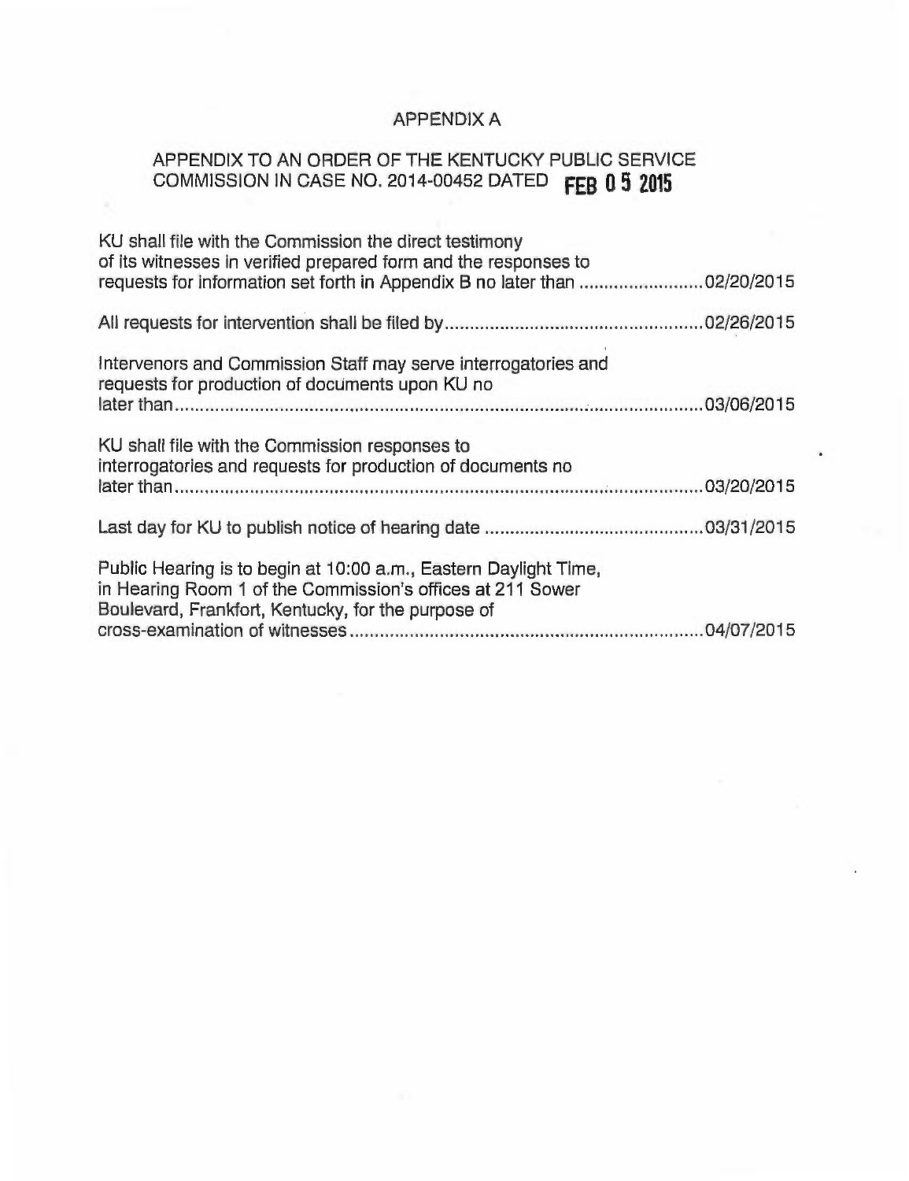# APPENDIX A

## APPENDIX TO AN ORDER OF THE KENTUCKY PUBLIC SERVICE COMMISSION IN CASE NO. 2014-00452 DATED FEB 05 2015

KU shall file with the Commission the direct testimony of its witnesses in verified prepared form and the responses to requests for information set forth in Appendix B no later than ......................... 02/20/2015

All requests for intervention shall be filed by.................................................... 02/26/2015

Intervenors and Commission Staff may serve interrogatories and requests for production of documents upon KU no later than.......................................................................................................... 03/06/2015

KU shall file with the Commission responses to interrogatories and requests for production of documents no later than.......................................................................................................... 03/20/2015

Last day for KU to publish notice of hearing date ............................................ 03/31/2015

Public Hearing is to begin at 10:00 a.m., Eastern Daylight Time, in Hearing Room 1 of the Commission's offices at 211 Sower Boulevard, Frankfort, Kentucky, for the purpose of cross-examination of witnesses ...................................................................... 04/07/2015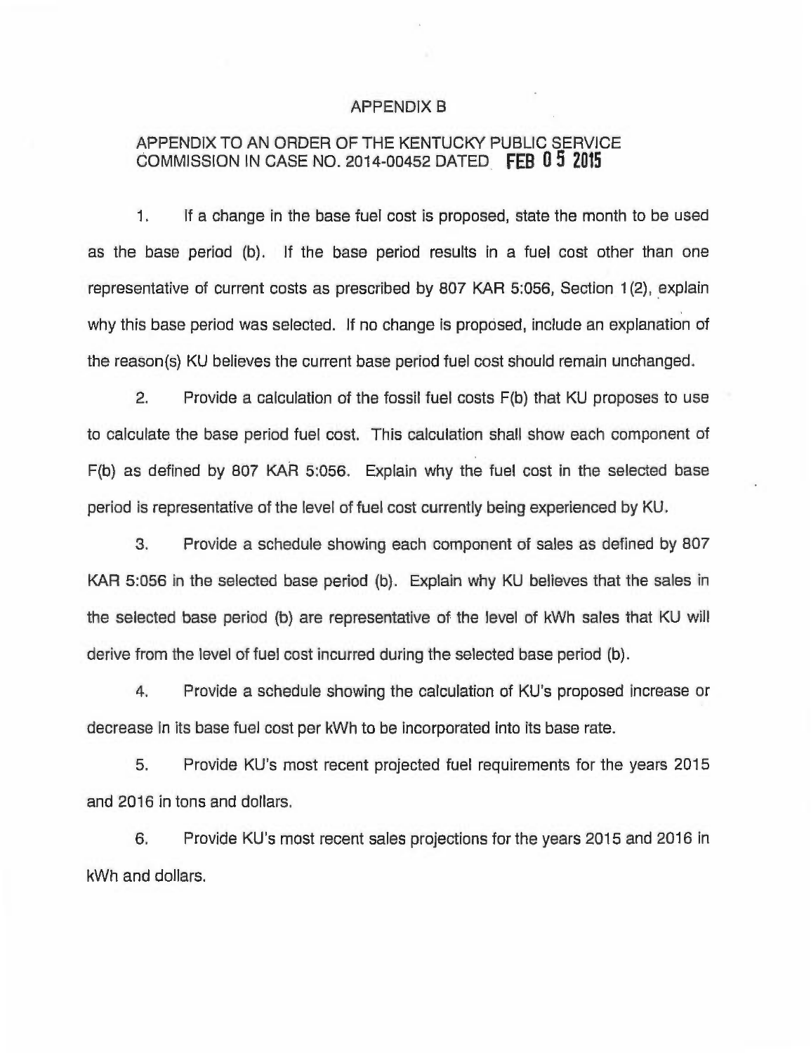# APPENDIX B

## APPENDIX TO AN ORDER OF THE KENTUCKY PUBLIC SERVICE COMMISSION IN CASE NO. 2014-00452 DATED FEB 05 2015

1. If a change in the base fuel cost is proposed, state the month to be used as the base period (b). If the base period results in a fuel cost other than one representative of current costs as prescribed by 807 KAR 5:056, Section 1(2), explain why this base period was selected. If no change is proposed, include an explanation of the reason(s) KU believes the current base period fuel cost should remain unchanged.

2. Provide a calculation of the fossil fuel costs F(b) that KU proposes to use to calculate the base period fuel cost. This calculation shall show each component of F(b) as defined by 807 KAR 5:056. Explain why the fuel cost in the selected base period is representative of the level of fuel cost currently being experienced by KU.

3. Provide a schedule showing each component of sales as defined by 807 KAR 5:056 in the selected base period (b). Explain why KU believes that the sales in the selected base period (b) are representative of the level of kWh sales that KU will derive from the level of fuel cost incurred during the selected base period (b).

4. Provide a schedule showing the calculation of KU's proposed increase or decrease in its base fuel cost per kWh to be incorporated into its base rate.

5. Provide KU's most recent projected fuel requirements for the years 2015 and 2016 in tons and dollars.

6. Provide KU's most recent sales projections for the years 2015 and 2016 in kWh and dollars.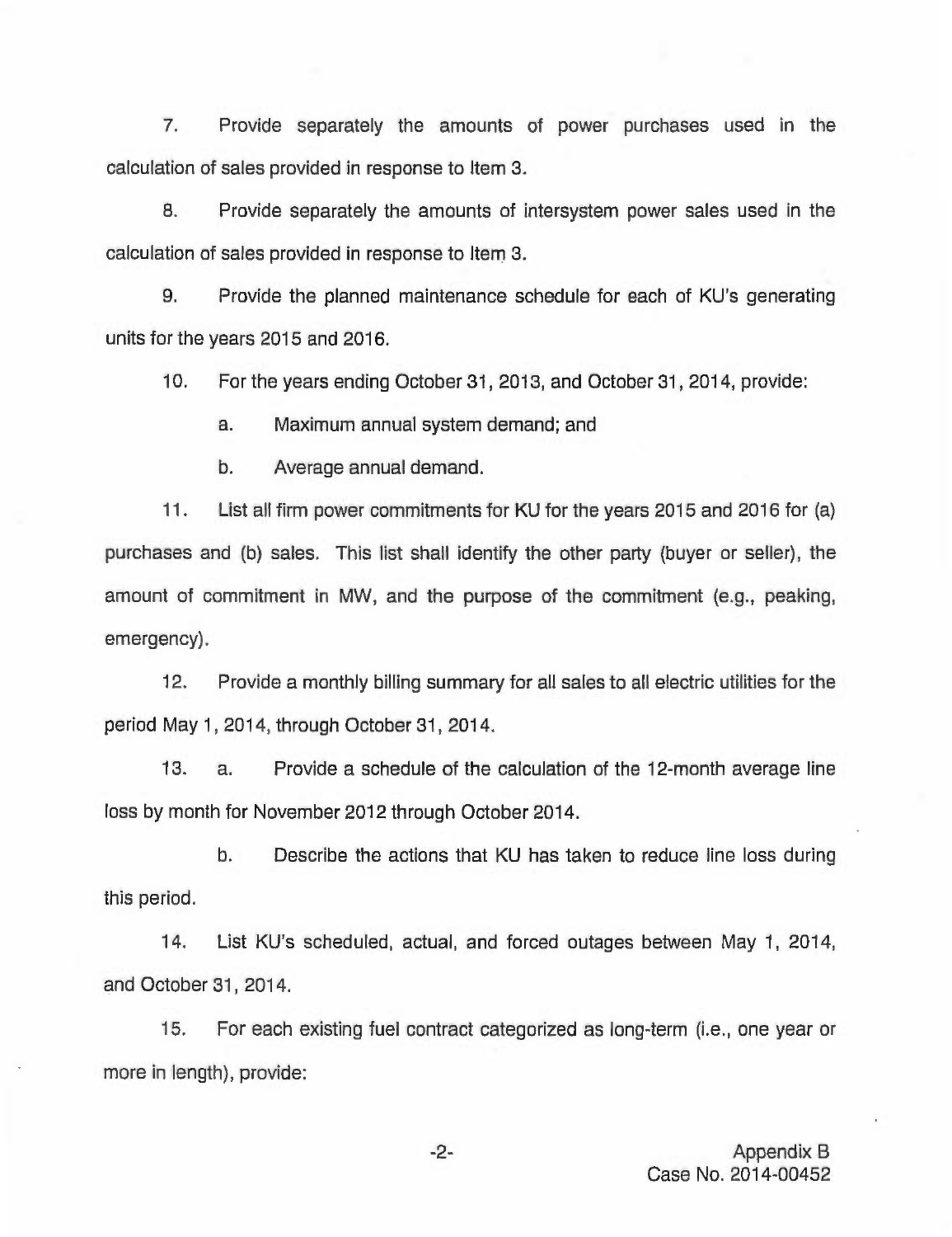7. Provide separately the amounts of power purchases used in the calculation of sales provided in response to Item 3.

8. Provide separately the amounts of intersystem power sales used in the calculation of sales provided in response to Item 3.

9. Provide the planned maintenance schedule for each of KU's generating units for the years 2015 and 2016.

10. For the years ending October 31, 2013, and October 31, 2014, provide:

   a. Maximum annual system demand; and

   b. Average annual demand.

11. List all firm power commitments for KU for the years 2015 and 2016 for (a) purchases and (b) sales. This list shall identify the other party (buyer or seller), the amount of commitment in MW, and the purpose of the commitment (e.g., peaking, emergency).

12. Provide a monthly billing summary for all sales to all electric utilities for the period May 1, 2014, through October 31, 2014.

13. a. Provide a schedule of the calculation of the 12-month average line loss by month for November 2012 through October 2014.

   b. Describe the actions that KU has taken to reduce line loss during this period.

14. List KU's scheduled, actual, and forced outages between May 1, 2014, and October 31, 2014.

15. For each existing fuel contract categorized as long-term (i.e., one year or more in length), provide:

Appendix B
Case No. 2014-00452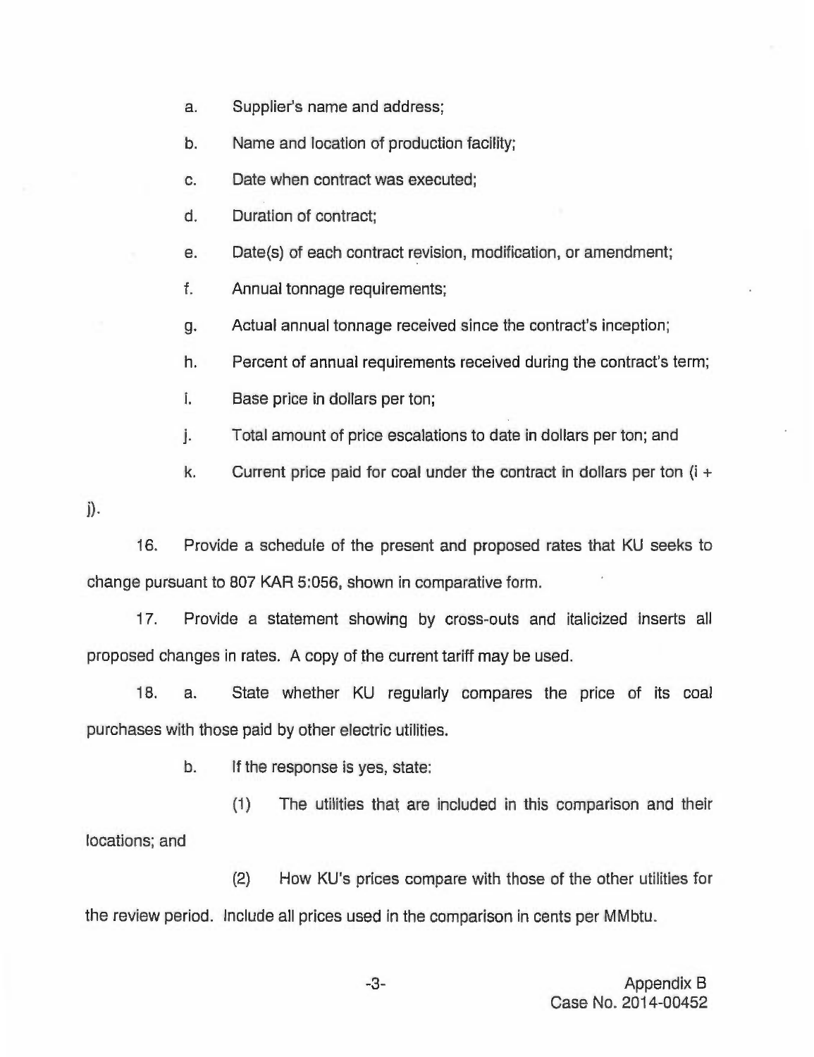a. Supplier's name and address;

b. Name and location of production facility;

c. Date when contract was executed;

d. Duration of contract;

e. Date(s) of each contract revision, modification, or amendment;

f. Annual tonnage requirements;

g. Actual annual tonnage received since the contract's inception;

h. Percent of annual requirements received during the contract's term;

i. Base price in dollars per ton;

j. Total amount of price escalations to date in dollars per ton; and

k. Current price paid for coal under the contract in dollars per ton (i + j).

16. Provide a schedule of the present and proposed rates that KU seeks to change pursuant to 807 KAR 5:056, shown in comparative form.

17. Provide a statement showing by cross-outs and italicized inserts all proposed changes in rates. A copy of the current tariff may be used.

18. a. State whether KU regularly compares the price of its coal purchases with those paid by other electric utilities.

b. If the response is yes, state:

(1) The utilities that are included in this comparison and their locations; and

(2) How KU's prices compare with those of the other utilities for the review period. Include all prices used in the comparison in cents per MMbtu.

Appendix B
Case No. 2014-00452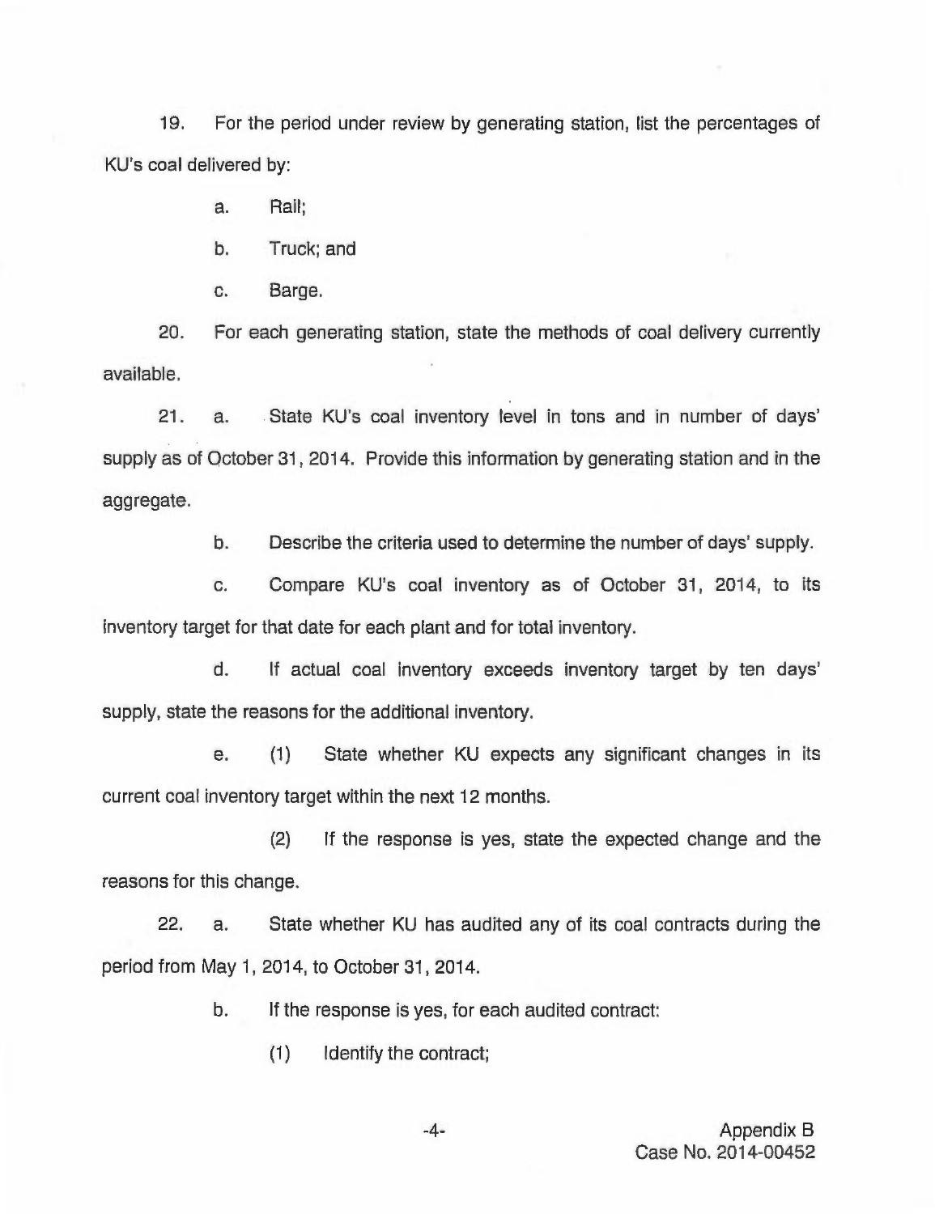19. For the period under review by generating station, list the percentages of KU's coal delivered by:

a. Rail;

b. Truck; and

c. Barge.

20. For each generating station, state the methods of coal delivery currently available.

21. a. State KU's coal inventory level in tons and in number of days' supply as of October 31, 2014. Provide this information by generating station and in the aggregate.

b. Describe the criteria used to determine the number of days' supply.

c. Compare KU's coal inventory as of October 31, 2014, to its inventory target for that date for each plant and for total inventory.

d. If actual coal inventory exceeds inventory target by ten days' supply, state the reasons for the additional inventory.

e. (1) State whether KU expects any significant changes in its current coal inventory target within the next 12 months.

(2) If the response is yes, state the expected change and the reasons for this change.

22. a. State whether KU has audited any of its coal contracts during the period from May 1, 2014, to October 31, 2014.

b. If the response is yes, for each audited contract:

(1) Identify the contract;

Appendix B
Case No. 2014-00452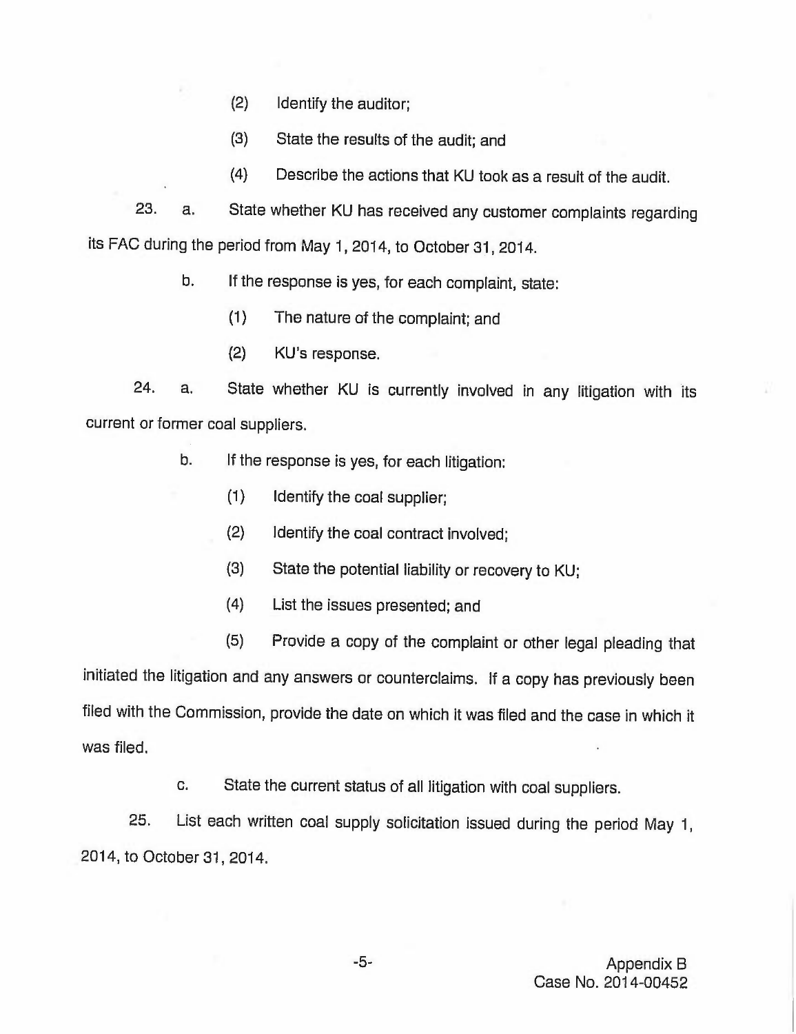(2) Identify the auditor;

(3) State the results of the audit; and

(4) Describe the actions that KU took as a result of the audit.

23. a. State whether KU has received any customer complaints regarding its FAC during the period from May 1, 2014, to October 31, 2014.

b. If the response is yes, for each complaint, state:

(1) The nature of the complaint; and

(2) KU's response.

24. a. State whether KU is currently involved in any litigation with its current or former coal suppliers.

b. If the response is yes, for each litigation:

(1) Identify the coal supplier;

(2) Identify the coal contract involved;

(3) State the potential liability or recovery to KU;

(4) List the issues presented; and

(5) Provide a copy of the complaint or other legal pleading that initiated the litigation and any answers or counterclaims. If a copy has previously been filed with the Commission, provide the date on which it was filed and the case in which it was filed.

c. State the current status of all litigation with coal suppliers.

25. List each written coal supply solicitation issued during the period May 1, 2014, to October 31, 2014.

Appendix B
Case No. 2014-00452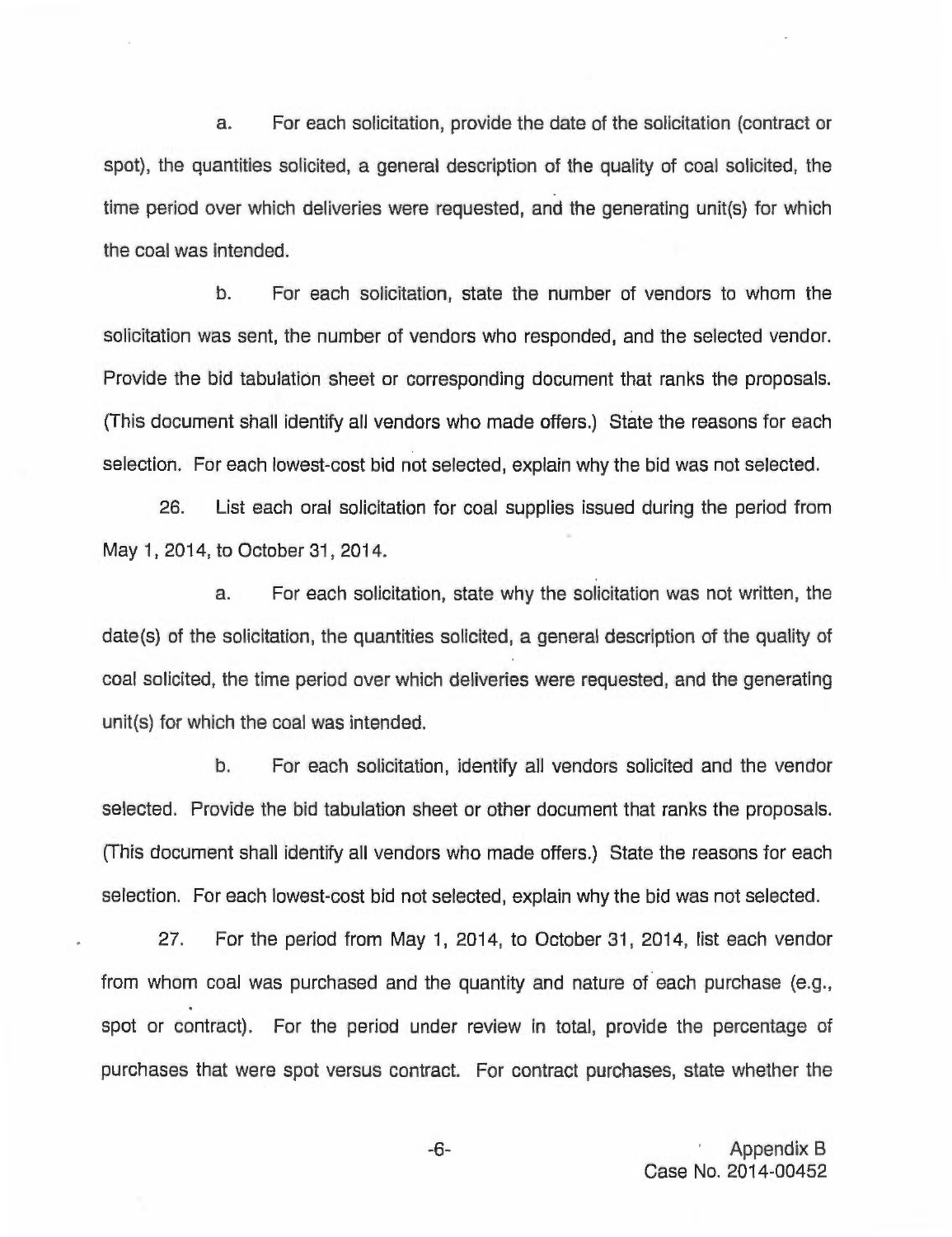a. For each solicitation, provide the date of the solicitation (contract or spot), the quantities solicited, a general description of the quality of coal solicited, the time period over which deliveries were requested, and the generating unit(s) for which the coal was intended.

b. For each solicitation, state the number of vendors to whom the solicitation was sent, the number of vendors who responded, and the selected vendor. Provide the bid tabulation sheet or corresponding document that ranks the proposals. (This document shall identify all vendors who made offers.) State the reasons for each selection. For each lowest-cost bid not selected, explain why the bid was not selected.

26. List each oral solicitation for coal supplies issued during the period from May 1, 2014, to October 31, 2014.

a. For each solicitation, state why the solicitation was not written, the date(s) of the solicitation, the quantities solicited, a general description of the quality of coal solicited, the time period over which deliveries were requested, and the generating unit(s) for which the coal was intended.

b. For each solicitation, identify all vendors solicited and the vendor selected. Provide the bid tabulation sheet or other document that ranks the proposals. (This document shall identify all vendors who made offers.) State the reasons for each selection. For each lowest-cost bid not selected, explain why the bid was not selected.

27. For the period from May 1, 2014, to October 31, 2014, list each vendor from whom coal was purchased and the quantity and nature of each purchase (e.g., spot or contract). For the period under review in total, provide the percentage of purchases that were spot versus contract. For contract purchases, state whether the

Appendix B
Case No. 2014-00452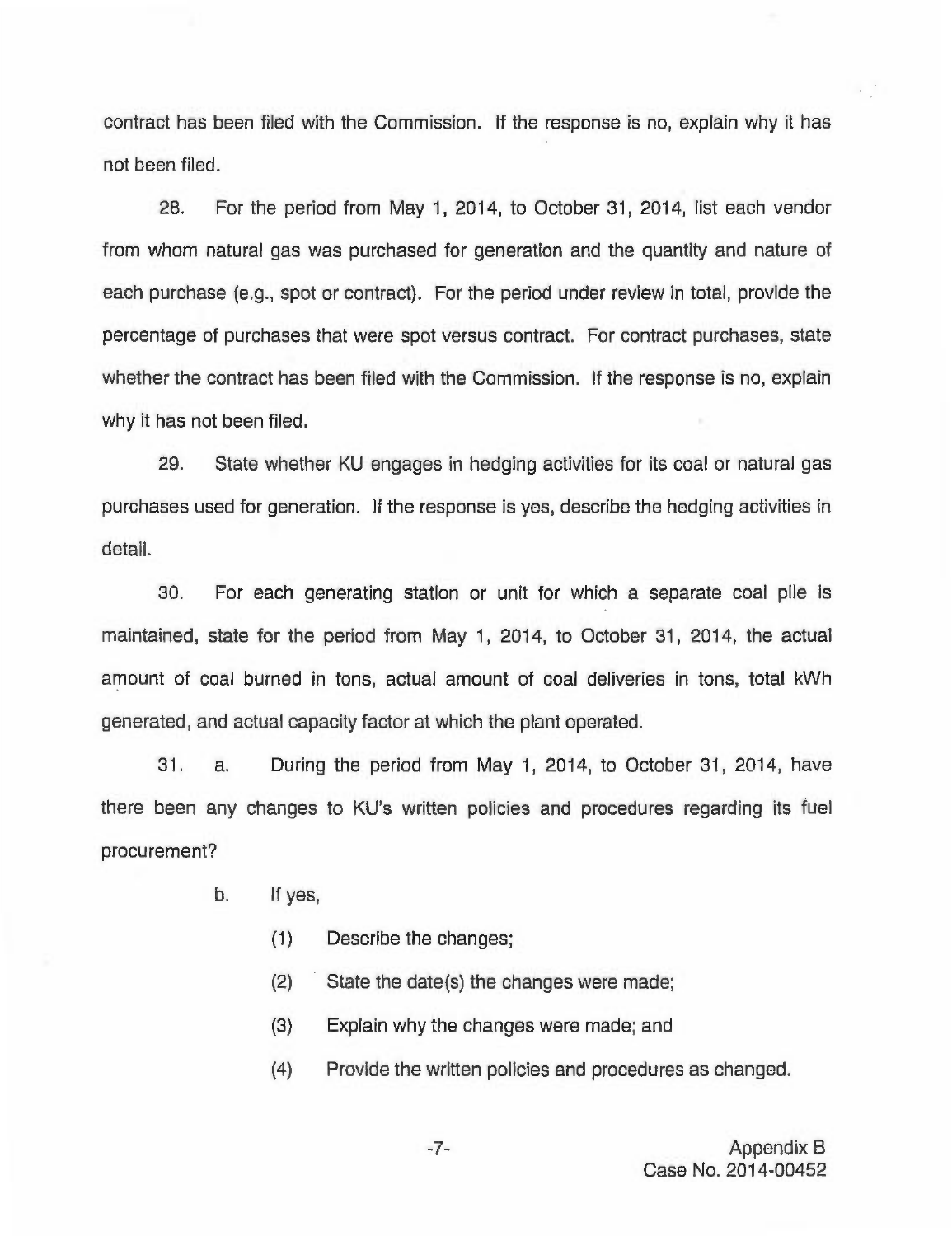contract has been filed with the Commission. If the response is no, explain why it has not been filed.

28. For the period from May 1, 2014, to October 31, 2014, list each vendor from whom natural gas was purchased for generation and the quantity and nature of each purchase (e.g., spot or contract). For the period under review in total, provide the percentage of purchases that were spot versus contract. For contract purchases, state whether the contract has been filed with the Commission. If the response is no, explain why it has not been filed.

29. State whether KU engages in hedging activities for its coal or natural gas purchases used for generation. If the response is yes, describe the hedging activities in detail.

30. For each generating station or unit for which a separate coal pile is maintained, state for the period from May 1, 2014, to October 31, 2014, the actual amount of coal burned in tons, actual amount of coal deliveries in tons, total kWh generated, and actual capacity factor at which the plant operated.

31. a. During the period from May 1, 2014, to October 31, 2014, have there been any changes to KU's written policies and procedures regarding its fuel procurement?

b. If yes,

(1) Describe the changes;

(2) State the date(s) the changes were made;

(3) Explain why the changes were made; and

(4) Provide the written policies and procedures as changed.

Appendix B
Case No. 2014-00452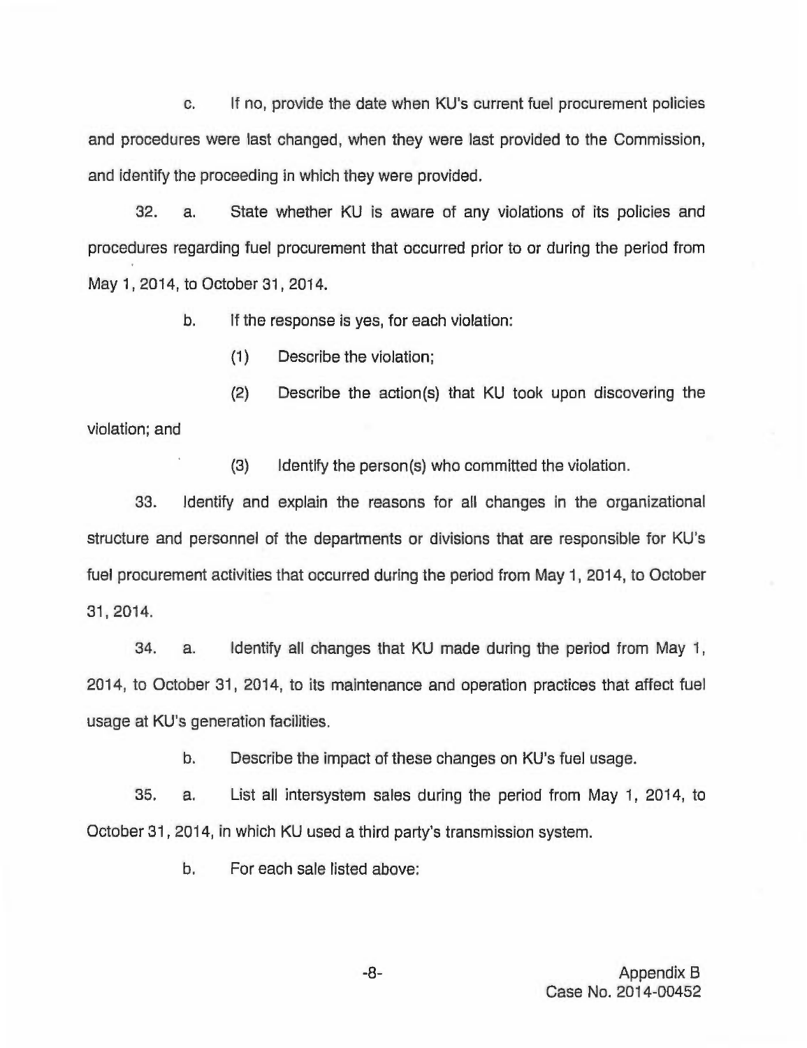c. If no, provide the date when KU's current fuel procurement policies and procedures were last changed, when they were last provided to the Commission, and identify the proceeding in which they were provided.

32. a. State whether KU is aware of any violations of its policies and procedures regarding fuel procurement that occurred prior to or during the period from May 1, 2014, to October 31, 2014.

b. If the response is yes, for each violation:

(1) Describe the violation;

(2) Describe the action(s) that KU took upon discovering the violation; and

(3) Identify the person(s) who committed the violation.

33. Identify and explain the reasons for all changes in the organizational structure and personnel of the departments or divisions that are responsible for KU's fuel procurement activities that occurred during the period from May 1, 2014, to October 31, 2014.

34. a. Identify all changes that KU made during the period from May 1, 2014, to October 31, 2014, to its maintenance and operation practices that affect fuel usage at KU's generation facilities.

b. Describe the impact of these changes on KU's fuel usage.

35. a. List all intersystem sales during the period from May 1, 2014, to October 31, 2014, in which KU used a third party's transmission system.

b. For each sale listed above:

Appendix B
Case No. 2014-00452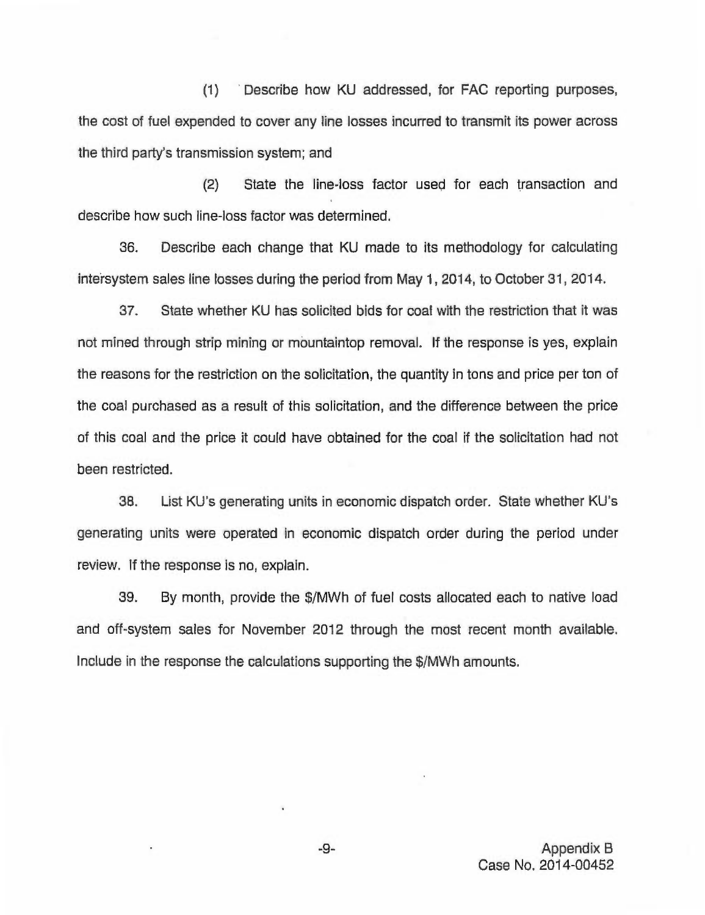(1) Describe how KU addressed, for FAC reporting purposes, the cost of fuel expended to cover any line losses incurred to transmit its power across the third party's transmission system; and

(2) State the line-loss factor used for each transaction and describe how such line-loss factor was determined.

36. Describe each change that KU made to its methodology for calculating intersystem sales line losses during the period from May 1, 2014, to October 31, 2014.

37. State whether KU has solicited bids for coal with the restriction that it was not mined through strip mining or mountaintop removal. If the response is yes, explain the reasons for the restriction on the solicitation, the quantity in tons and price per ton of the coal purchased as a result of this solicitation, and the difference between the price of this coal and the price it could have obtained for the coal if the solicitation had not been restricted.

38. List KU's generating units in economic dispatch order. State whether KU's generating units were operated in economic dispatch order during the period under review. If the response is no, explain.

39. By month, provide the $/MWh of fuel costs allocated each to native load and off-system sales for November 2012 through the most recent month available. Include in the response the calculations supporting the $/MWh amounts.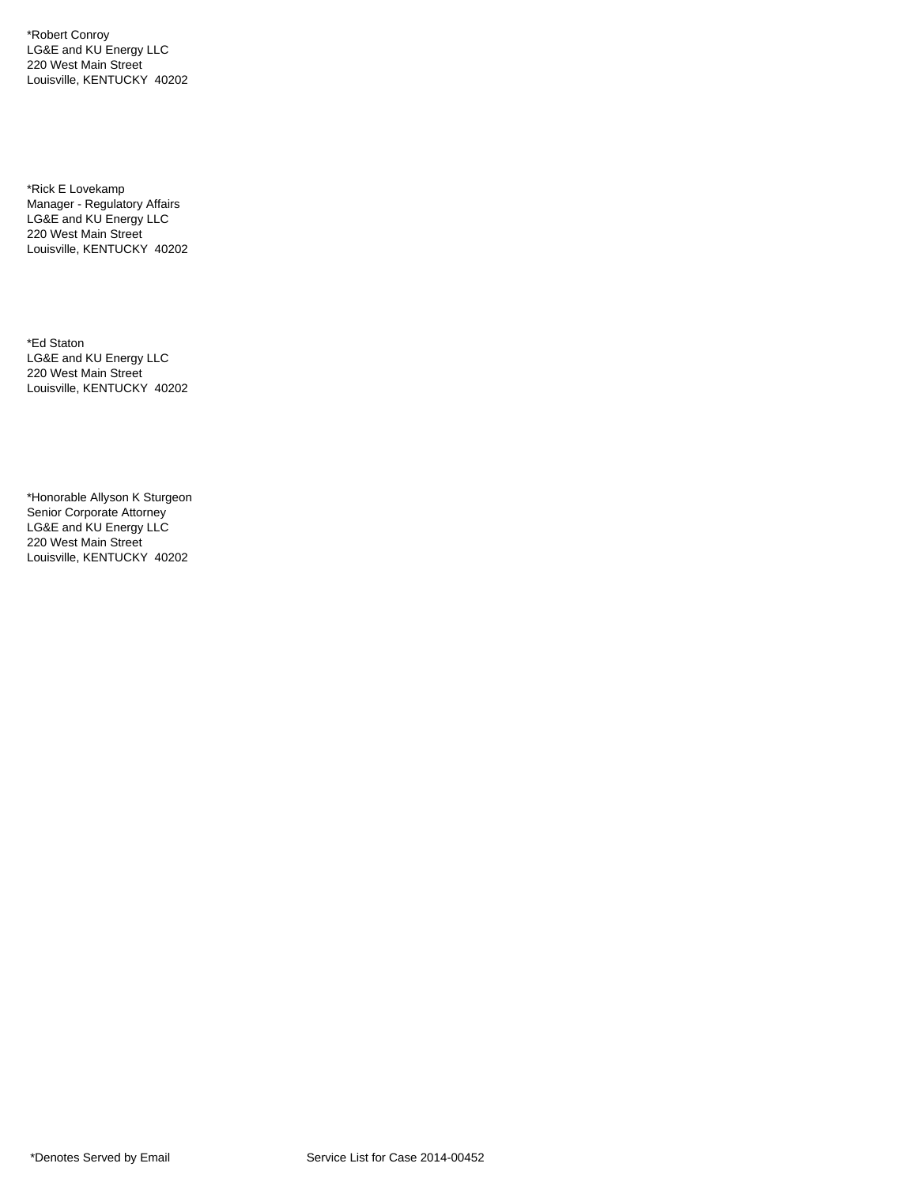*Robert Conroy
LG&E and KU Energy LLC
220 West Main Street
Louisville, KENTUCKY  40202

*Rick E Lovekamp
Manager - Regulatory Affairs
LG&E and KU Energy LLC
220 West Main Street
Louisville, KENTUCKY  40202

*Ed Staton
LG&E and KU Energy LLC
220 West Main Street
Louisville, KENTUCKY  40202

*Honorable Allyson K Sturgeon
Senior Corporate Attorney
LG&E and KU Energy LLC
220 West Main Street
Louisville, KENTUCKY  40202

*Denotes Served by Email

Service List for Case 2014-00452